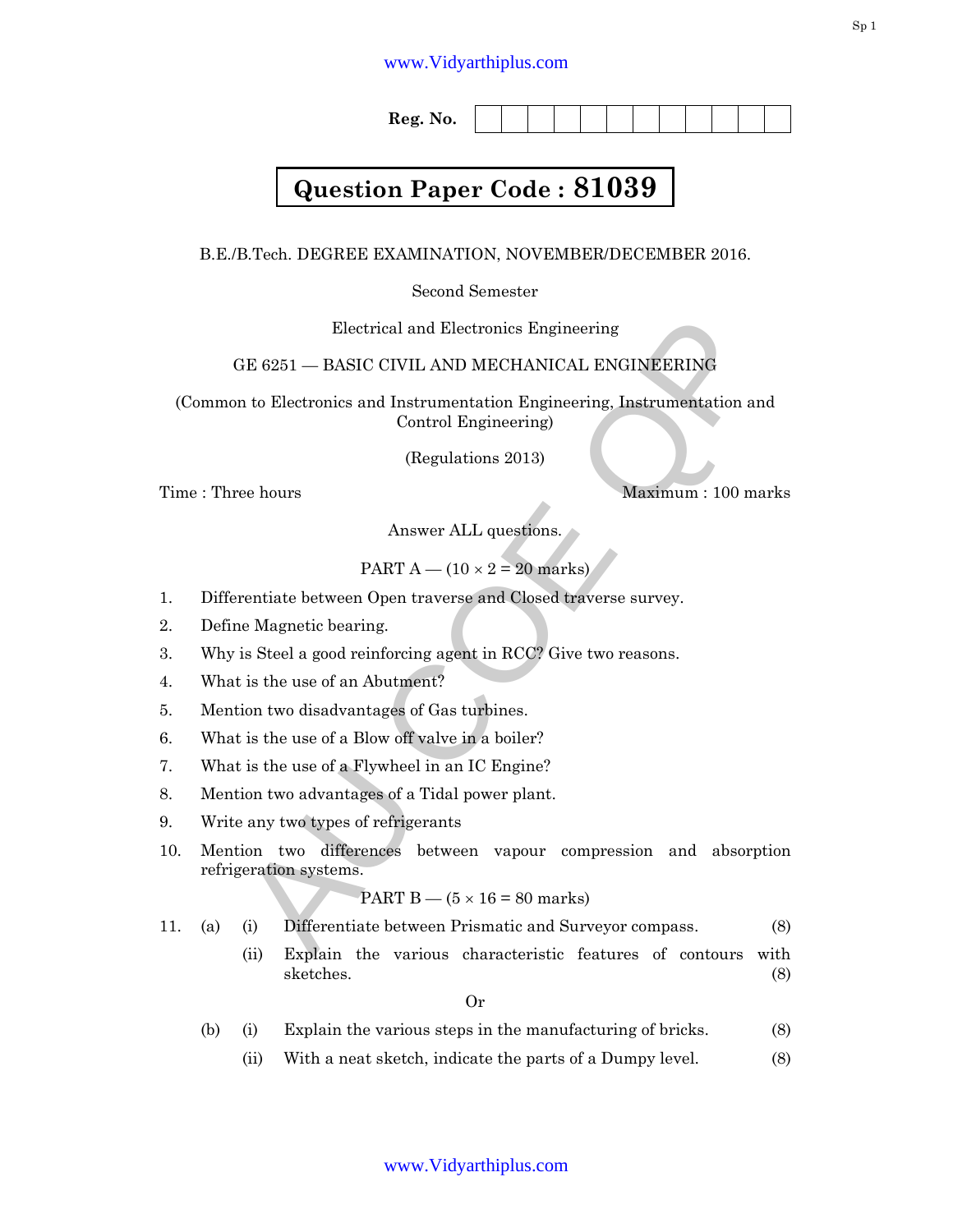Reg. No.

**Question Paper Code : 81039**

B.E./B.Tech. DEGREE EXAMINATION, NOVEMBER/DECEMBER 2016.

Second Semester

Electrical and Electronics Engineering

GE 6251 — BASIC CIVIL AND MECHANICAL ENGINEERING

(Common to Electronics and Instrumentation Engineering, Instrumentation and Control Engineering)

(Regulations 2013)

Time : Three hours Maximum : 100 marks

Answer ALL questions.

PART A — (10 × 2 = 20 marks)

1. Differentiate between Open traverse and Closed traverse survey.
2. Define Magnetic bearing.
3. Why is Steel a good reinforcing agent in RCC? Give two reasons.
4. What is the use of an Abutment?
5. Mention two disadvantages of Gas turbines.
6. What is the use of a Blow off valve in a boiler?
7. What is the use of a Flywheel in an IC Engine?
8. Mention two advantages of a Tidal power plant.
9. Write any two types of refrigerants
10. Mention two differences between vapour compression and absorption refrigeration systems.

PART B — (5 × 16 = 80 marks)

11. (a) (i) Differentiate between Prismatic and Surveyor compass. (8)

(ii) Explain the various characteristic features of contours with sketches. (8)

Or

(b) (i) Explain the various steps in the manufacturing of bricks. (8)

(ii) With a neat sketch, indicate the parts of a Dumpy level. (8)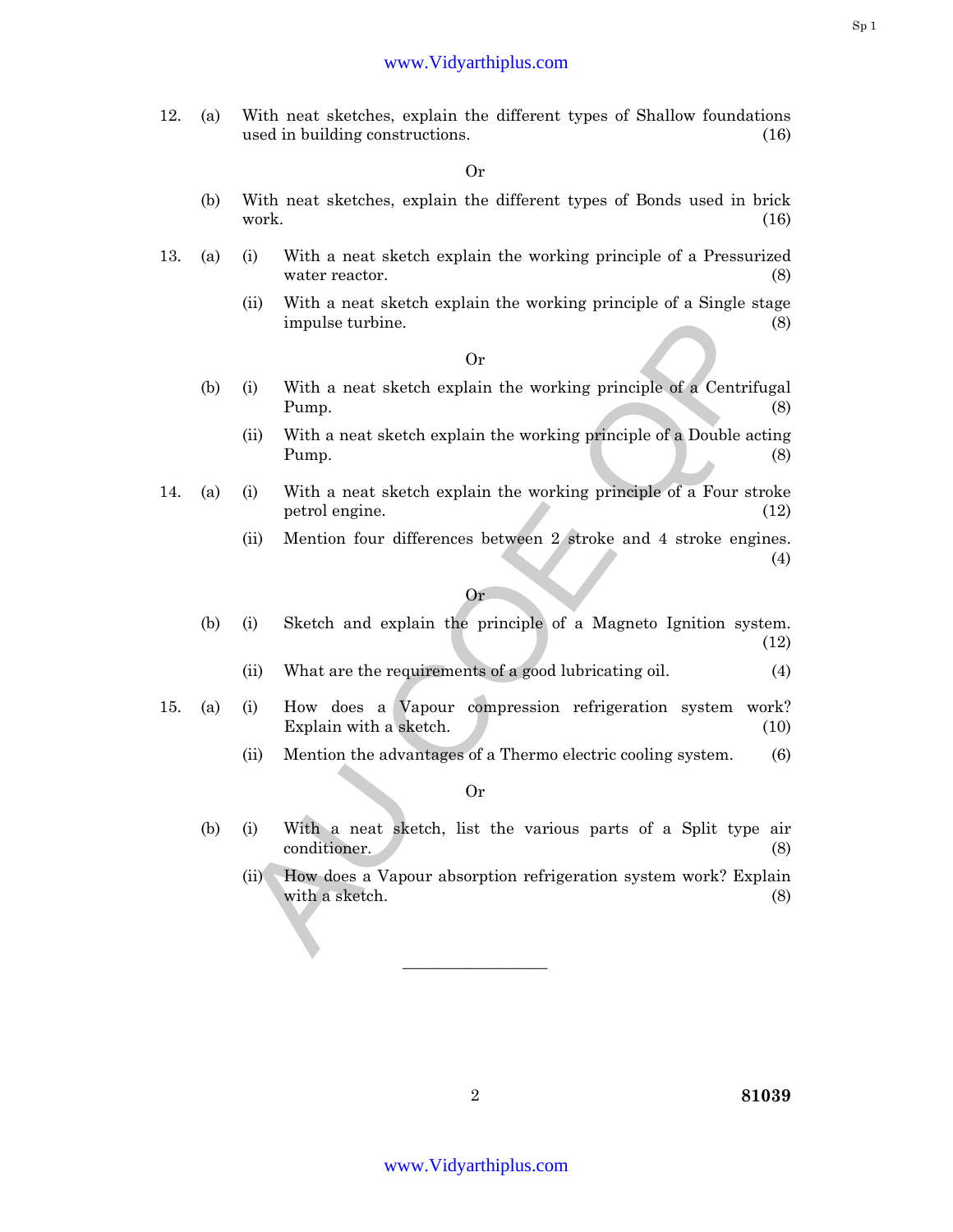12. (a) With neat sketches, explain the different types of Shallow foundations used in building constructions. (16)

Or

(b) With neat sketches, explain the different types of Bonds used in brick work. (16)

13. (a) (i) With a neat sketch explain the working principle of a Pressurized water reactor. (8)

(ii) With a neat sketch explain the working principle of a Single stage impulse turbine. (8)

Or

(b) (i) With a neat sketch explain the working principle of a Centrifugal Pump. (8)

(ii) With a neat sketch explain the working principle of a Double acting Pump. (8)

14. (a) (i) With a neat sketch explain the working principle of a Four stroke petrol engine. (12)

(ii) Mention four differences between 2 stroke and 4 stroke engines. (4)

Or

(b) (i) Sketch and explain the principle of a Magneto Ignition system. (12)

(ii) What are the requirements of a good lubricating oil. (4)

15. (a) (i) How does a Vapour compression refrigeration system work? Explain with a sketch. (10)

(ii) Mention the advantages of a Thermo electric cooling system. (6)

Or

(b) (i) With a neat sketch, list the various parts of a Split type air conditioner. (8)

(ii) How does a Vapour absorption refrigeration system work? Explain with a sketch. (8)

———————